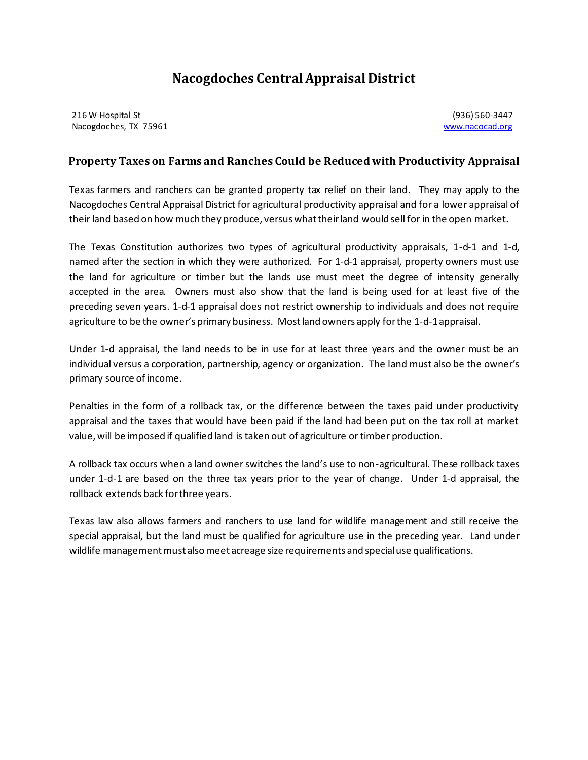# Nacogdoches Central Appraisal District

216 W Hospital St
Nacogdoches, TX 75961

(936) 560-3447
www.nacocad.org

## Property Taxes on Farms and Ranches Could be Reduced with Productivity Appraisal

Texas farmers and ranchers can be granted property tax relief on their land. They may apply to the Nacogdoches Central Appraisal District for agricultural productivity appraisal and for a lower appraisal of their land based on how much they produce, versus what their land would sell for in the open market.

The Texas Constitution authorizes two types of agricultural productivity appraisals, 1-d-1 and 1-d, named after the section in which they were authorized. For 1-d-1 appraisal, property owners must use the land for agriculture or timber but the lands use must meet the degree of intensity generally accepted in the area. Owners must also show that the land is being used for at least five of the preceding seven years. 1-d-1 appraisal does not restrict ownership to individuals and does not require agriculture to be the owner's primary business. Most land owners apply for the 1-d-1 appraisal.

Under 1-d appraisal, the land needs to be in use for at least three years and the owner must be an individual versus a corporation, partnership, agency or organization. The land must also be the owner's primary source of income.

Penalties in the form of a rollback tax, or the difference between the taxes paid under productivity appraisal and the taxes that would have been paid if the land had been put on the tax roll at market value, will be imposed if qualified land is taken out of agriculture or timber production.

A rollback tax occurs when a land owner switches the land's use to non-agricultural. These rollback taxes under 1-d-1 are based on the three tax years prior to the year of change. Under 1-d appraisal, the rollback extends back for three years.

Texas law also allows farmers and ranchers to use land for wildlife management and still receive the special appraisal, but the land must be qualified for agriculture use in the preceding year. Land under wildlife management must also meet acreage size requirements and special use qualifications.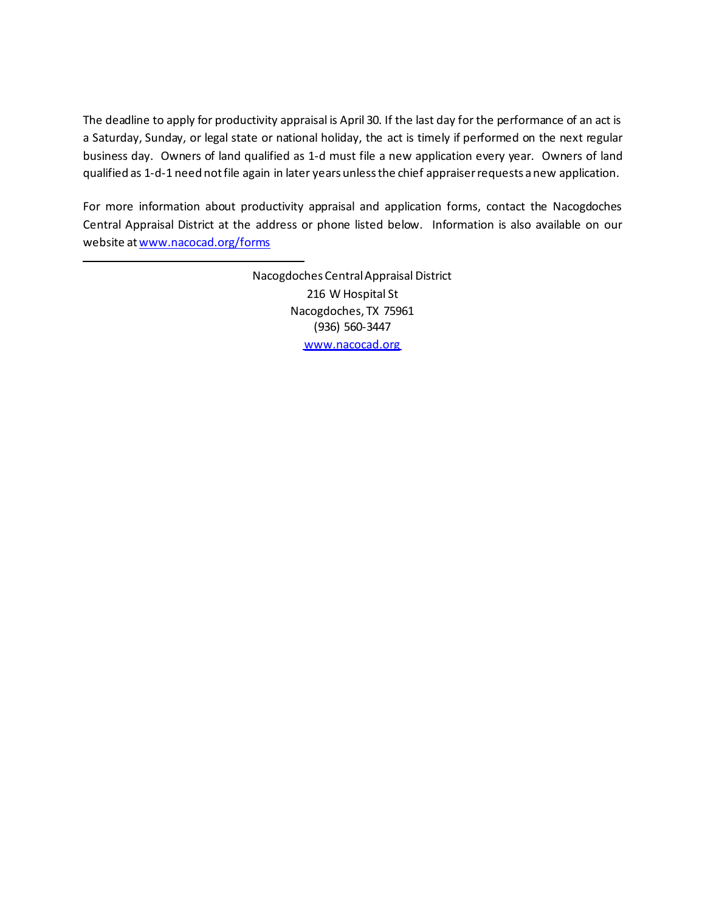The deadline to apply for productivity appraisal is April 30. If the last day for the performance of an act is a Saturday, Sunday, or legal state or national holiday, the act is timely if performed on the next regular business day. Owners of land qualified as 1-d must file a new application every year. Owners of land qualified as 1-d-1 need not file again in later years unless the chief appraiser requests a new application.

For more information about productivity appraisal and application forms, contact the Nacogdoches Central Appraisal District at the address or phone listed below. Information is also available on our website at [www.nacocad.org/forms](www.nacocad.org/forms)

---

Nacogdoches Central Appraisal District
216 W Hospital St
Nacogdoches, TX 75961
(936) 560-3447
[www.nacocad.org](www.nacocad.org)